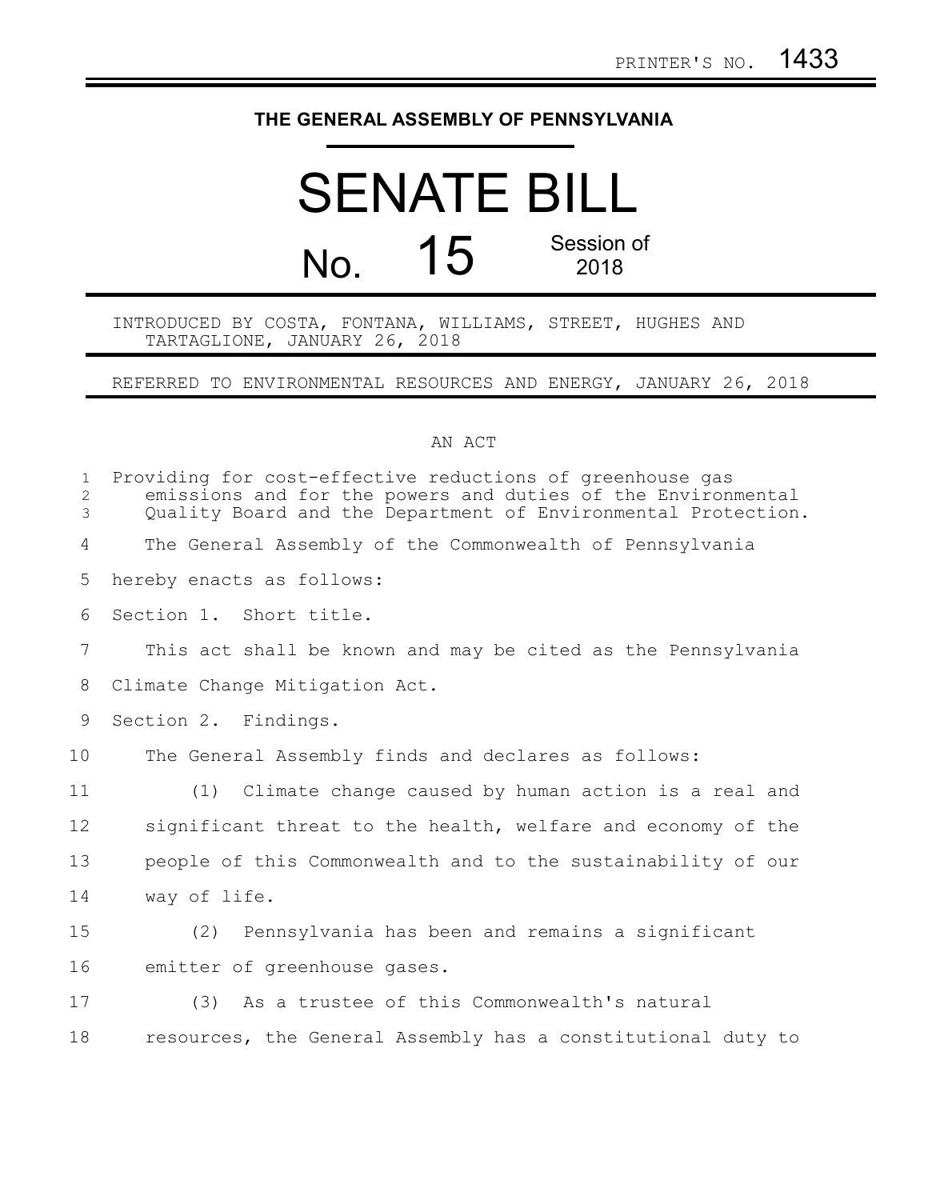PRINTER'S NO. 1433

# THE GENERAL ASSEMBLY OF PENNSYLVANIA

# SENATE BILL

## No. 15 Session of 2018

INTRODUCED BY COSTA, FONTANA, WILLIAMS, STREET, HUGHES AND TARTAGLIONE, JANUARY 26, 2018

REFERRED TO ENVIRONMENTAL RESOURCES AND ENERGY, JANUARY 26, 2018

AN ACT

Providing for cost-effective reductions of greenhouse gas emissions and for the powers and duties of the Environmental Quality Board and the Department of Environmental Protection.

The General Assembly of the Commonwealth of Pennsylvania hereby enacts as follows:

Section 1. Short title.

This act shall be known and may be cited as the Pennsylvania Climate Change Mitigation Act.

Section 2. Findings.

The General Assembly finds and declares as follows:

(1) Climate change caused by human action is a real and significant threat to the health, welfare and economy of the people of this Commonwealth and to the sustainability of our way of life.

(2) Pennsylvania has been and remains a significant emitter of greenhouse gases.

(3) As a trustee of this Commonwealth's natural resources, the General Assembly has a constitutional duty to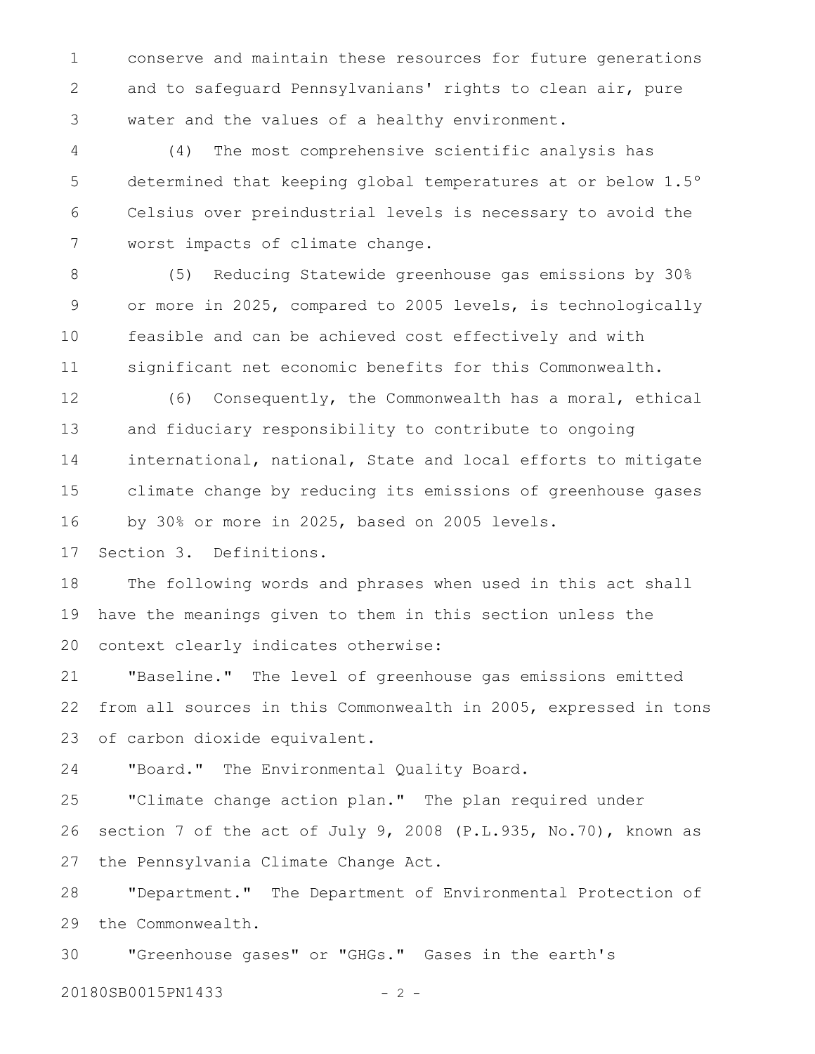conserve and maintain these resources for future generations and to safeguard Pennsylvanians' rights to clean air, pure water and the values of a healthy environment.

(4) The most comprehensive scientific analysis has determined that keeping global temperatures at or below 1.5° Celsius over preindustrial levels is necessary to avoid the worst impacts of climate change.

(5) Reducing Statewide greenhouse gas emissions by 30% or more in 2025, compared to 2005 levels, is technologically feasible and can be achieved cost effectively and with significant net economic benefits for this Commonwealth.

(6) Consequently, the Commonwealth has a moral, ethical and fiduciary responsibility to contribute to ongoing international, national, State and local efforts to mitigate climate change by reducing its emissions of greenhouse gases by 30% or more in 2025, based on 2005 levels.

Section 3. Definitions.

The following words and phrases when used in this act shall have the meanings given to them in this section unless the context clearly indicates otherwise:

"Baseline." The level of greenhouse gas emissions emitted from all sources in this Commonwealth in 2005, expressed in tons of carbon dioxide equivalent.

"Board." The Environmental Quality Board.

"Climate change action plan." The plan required under section 7 of the act of July 9, 2008 (P.L.935, No.70), known as the Pennsylvania Climate Change Act.

"Department." The Department of Environmental Protection of the Commonwealth.

"Greenhouse gases" or "GHGs." Gases in the earth's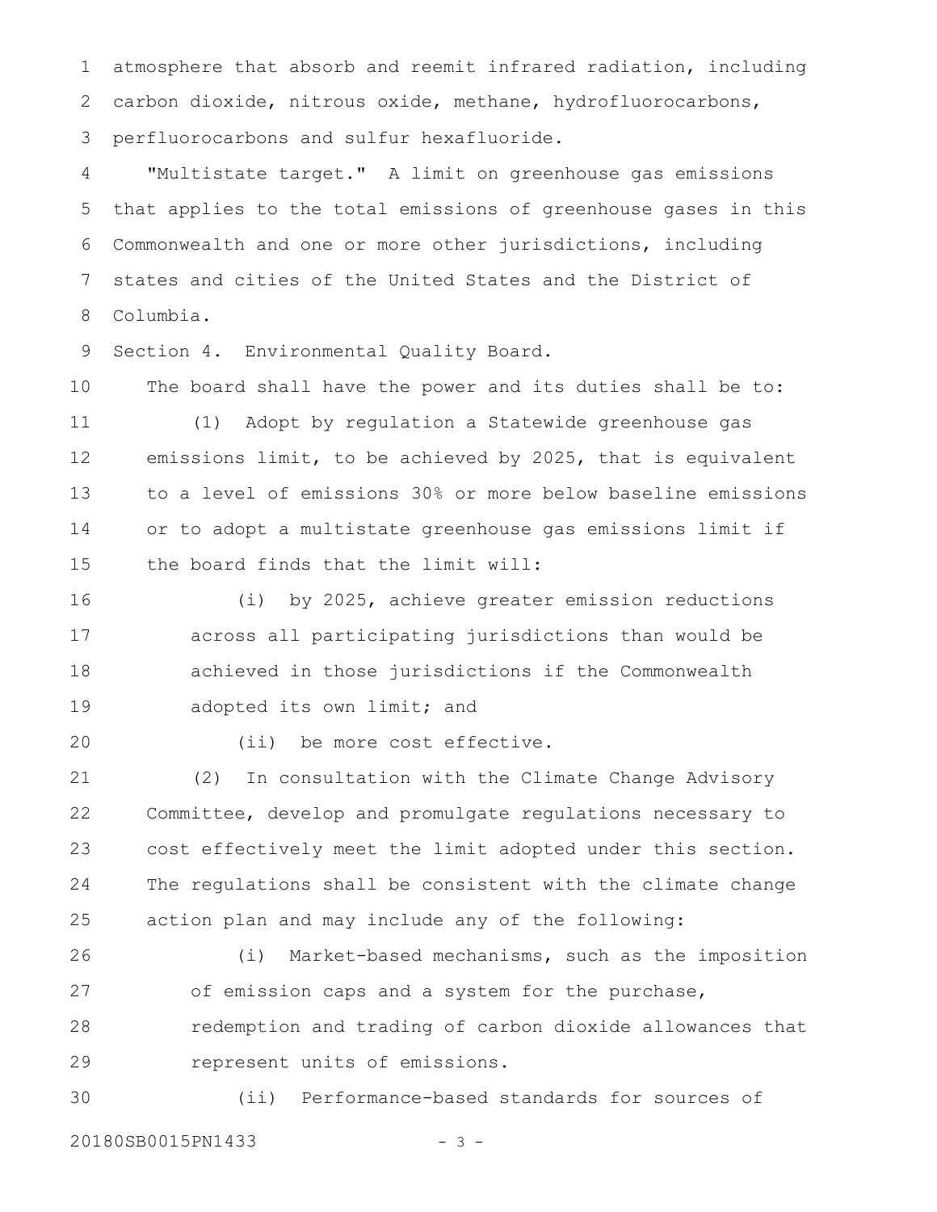atmosphere that absorb and reemit infrared radiation, including carbon dioxide, nitrous oxide, methane, hydrofluorocarbons, perfluorocarbons and sulfur hexafluoride.

"Multistate target." A limit on greenhouse gas emissions that applies to the total emissions of greenhouse gases in this Commonwealth and one or more other jurisdictions, including states and cities of the United States and the District of Columbia.

Section 4. Environmental Quality Board.

The board shall have the power and its duties shall be to:

(1) Adopt by regulation a Statewide greenhouse gas emissions limit, to be achieved by 2025, that is equivalent to a level of emissions 30% or more below baseline emissions or to adopt a multistate greenhouse gas emissions limit if the board finds that the limit will:

(i) by 2025, achieve greater emission reductions across all participating jurisdictions than would be achieved in those jurisdictions if the Commonwealth adopted its own limit; and

(ii) be more cost effective.

(2) In consultation with the Climate Change Advisory Committee, develop and promulgate regulations necessary to cost effectively meet the limit adopted under this section. The regulations shall be consistent with the climate change action plan and may include any of the following:

(i) Market-based mechanisms, such as the imposition of emission caps and a system for the purchase, redemption and trading of carbon dioxide allowances that represent units of emissions.

(ii) Performance-based standards for sources of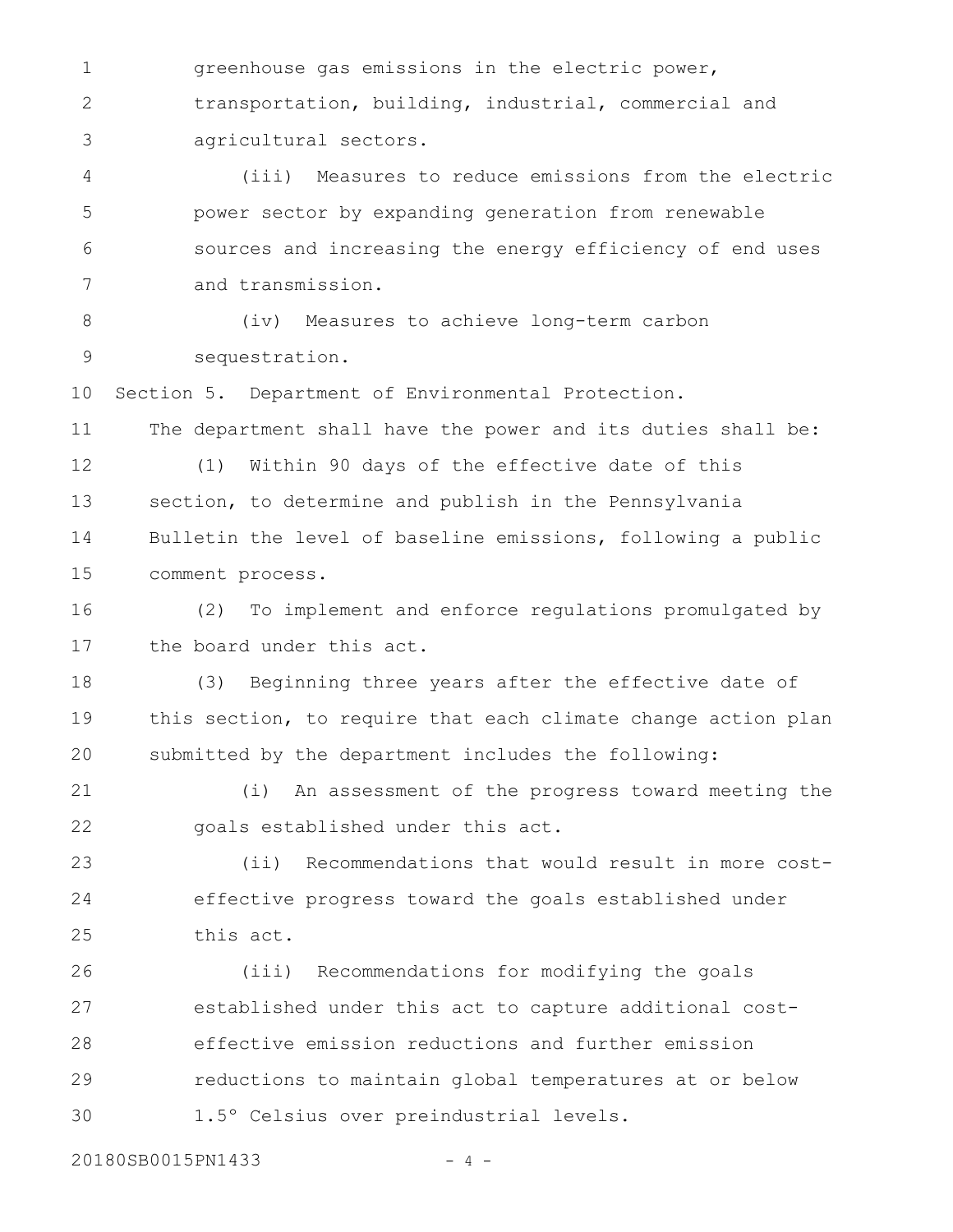greenhouse gas emissions in the electric power, transportation, building, industrial, commercial and agricultural sectors.

(iii) Measures to reduce emissions from the electric power sector by expanding generation from renewable sources and increasing the energy efficiency of end uses and transmission.

(iv) Measures to achieve long-term carbon sequestration.

Section 5. Department of Environmental Protection.

The department shall have the power and its duties shall be:

(1) Within 90 days of the effective date of this section, to determine and publish in the Pennsylvania Bulletin the level of baseline emissions, following a public comment process.

(2) To implement and enforce regulations promulgated by the board under this act.

(3) Beginning three years after the effective date of this section, to require that each climate change action plan submitted by the department includes the following:

(i) An assessment of the progress toward meeting the goals established under this act.

(ii) Recommendations that would result in more cost-effective progress toward the goals established under this act.

(iii) Recommendations for modifying the goals established under this act to capture additional cost-effective emission reductions and further emission reductions to maintain global temperatures at or below 1.5° Celsius over preindustrial levels.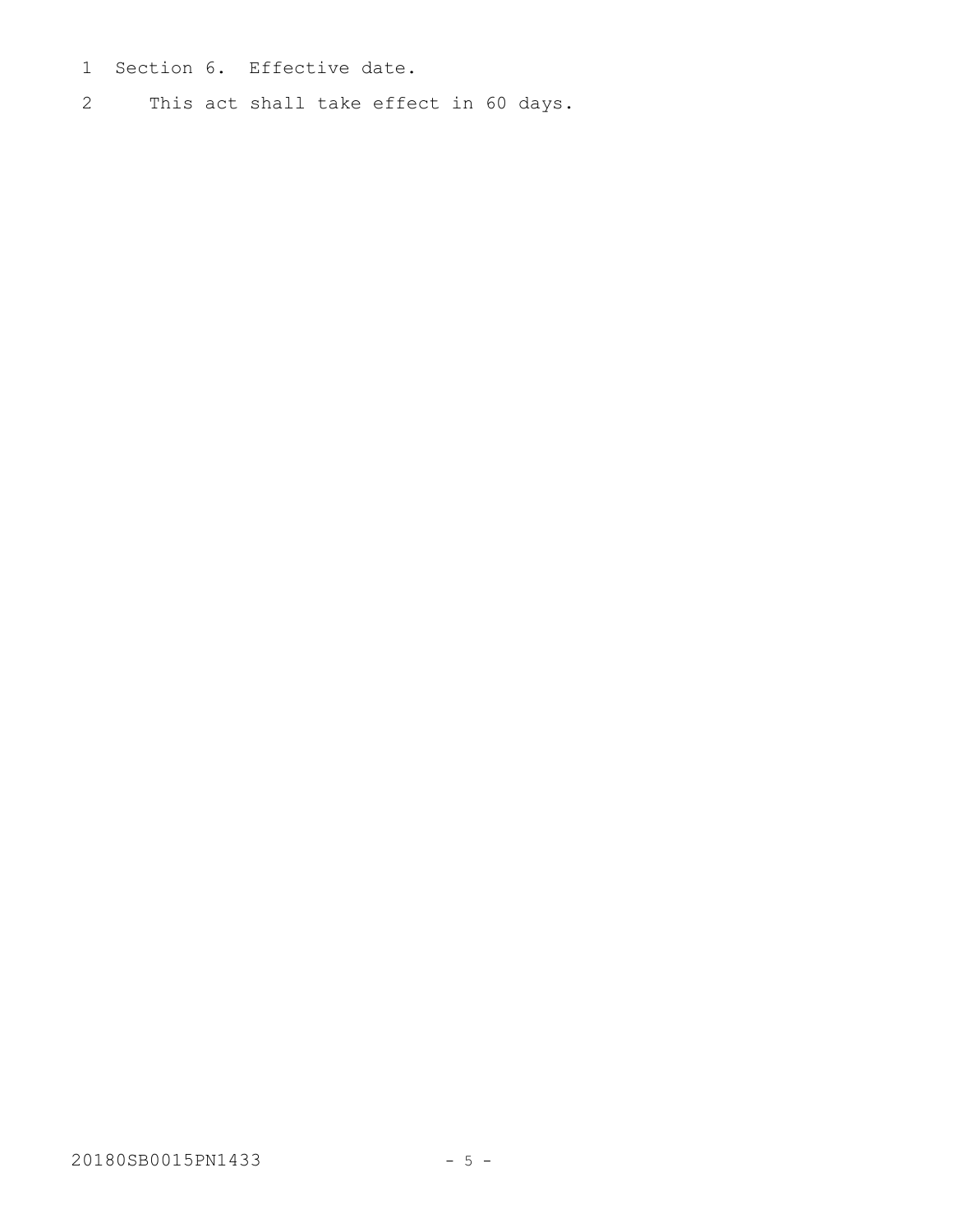Section 6. Effective date.

This act shall take effect in 60 days.